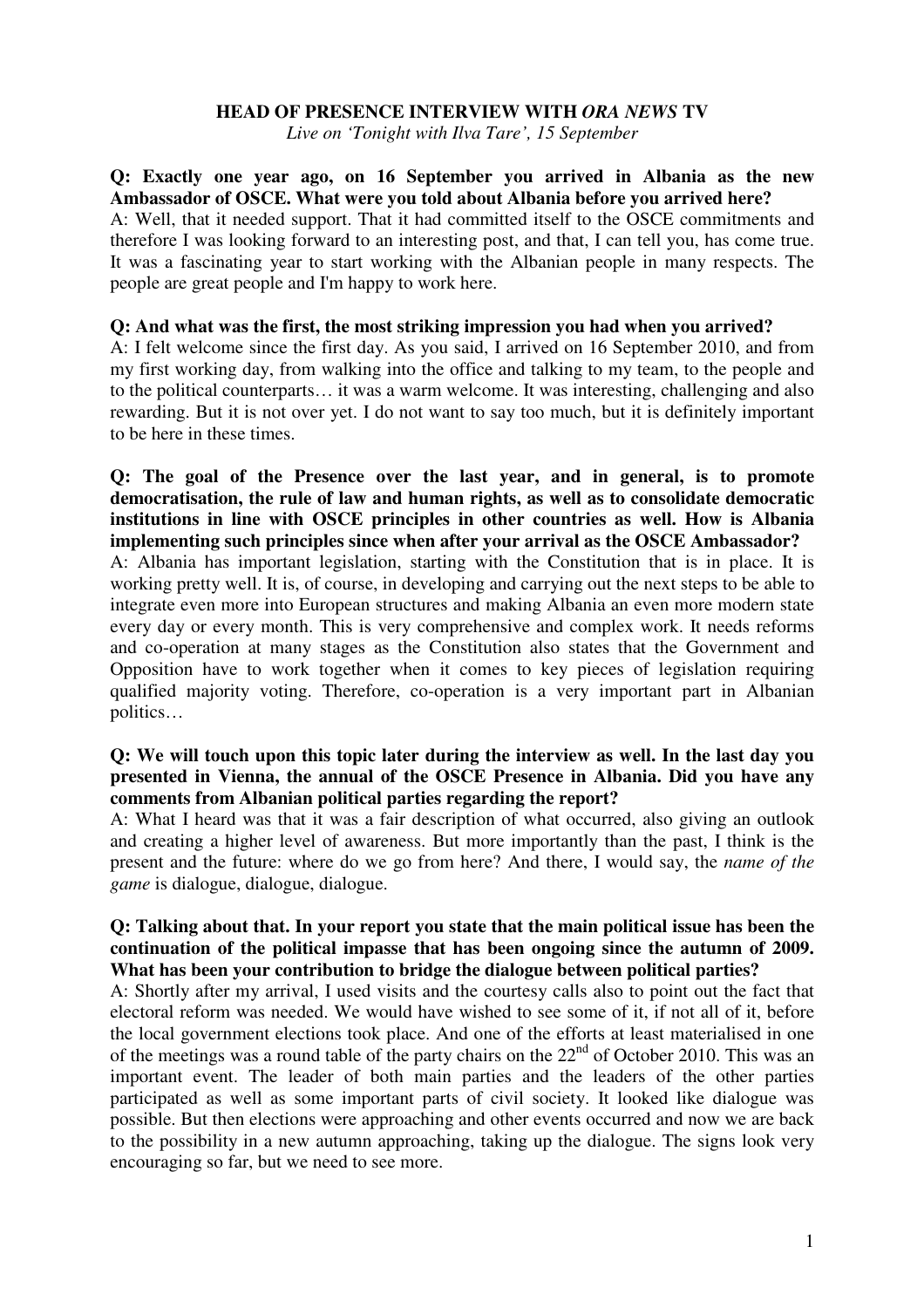# HEAD OF PRESENCE INTERVIEW WITH *ORA NEWS* TV

*Live on 'Tonight with Ilva Tare', 15 September*

**Q: Exactly one year ago, on 16 September you arrived in Albania as the new Ambassador of OSCE. What were you told about Albania before you arrived here?**

A: Well, that it needed support. That it had committed itself to the OSCE commitments and therefore I was looking forward to an interesting post, and that, I can tell you, has come true. It was a fascinating year to start working with the Albanian people in many respects. The people are great people and I'm happy to work here.

**Q: And what was the first, the most striking impression you had when you arrived?**

A: I felt welcome since the first day. As you said, I arrived on 16 September 2010, and from my first working day, from walking into the office and talking to my team, to the people and to the political counterparts… it was a warm welcome. It was interesting, challenging and also rewarding. But it is not over yet. I do not want to say too much, but it is definitely important to be here in these times.

**Q: The goal of the Presence over the last year, and in general, is to promote democratisation, the rule of law and human rights, as well as to consolidate democratic institutions in line with OSCE principles in other countries as well. How is Albania implementing such principles since when after your arrival as the OSCE Ambassador?**

A: Albania has important legislation, starting with the Constitution that is in place. It is working pretty well. It is, of course, in developing and carrying out the next steps to be able to integrate even more into European structures and making Albania an even more modern state every day or every month. This is very comprehensive and complex work. It needs reforms and co-operation at many stages as the Constitution also states that the Government and Opposition have to work together when it comes to key pieces of legislation requiring qualified majority voting. Therefore, co-operation is a very important part in Albanian politics…

**Q: We will touch upon this topic later during the interview as well. In the last day you presented in Vienna, the annual of the OSCE Presence in Albania. Did you have any comments from Albanian political parties regarding the report?**

A: What I heard was that it was a fair description of what occurred, also giving an outlook and creating a higher level of awareness. But more importantly than the past, I think is the present and the future: where do we go from here? And there, I would say, the *name of the game* is dialogue, dialogue, dialogue.

**Q: Talking about that. In your report you state that the main political issue has been the continuation of the political impasse that has been ongoing since the autumn of 2009. What has been your contribution to bridge the dialogue between political parties?**

A: Shortly after my arrival, I used visits and the courtesy calls also to point out the fact that electoral reform was needed. We would have wished to see some of it, if not all of it, before the local government elections took place. And one of the efforts at least materialised in one of the meetings was a round table of the party chairs on the 22nd of October 2010. This was an important event. The leader of both main parties and the leaders of the other parties participated as well as some important parts of civil society. It looked like dialogue was possible. But then elections were approaching and other events occurred and now we are back to the possibility in a new autumn approaching, taking up the dialogue. The signs look very encouraging so far, but we need to see more.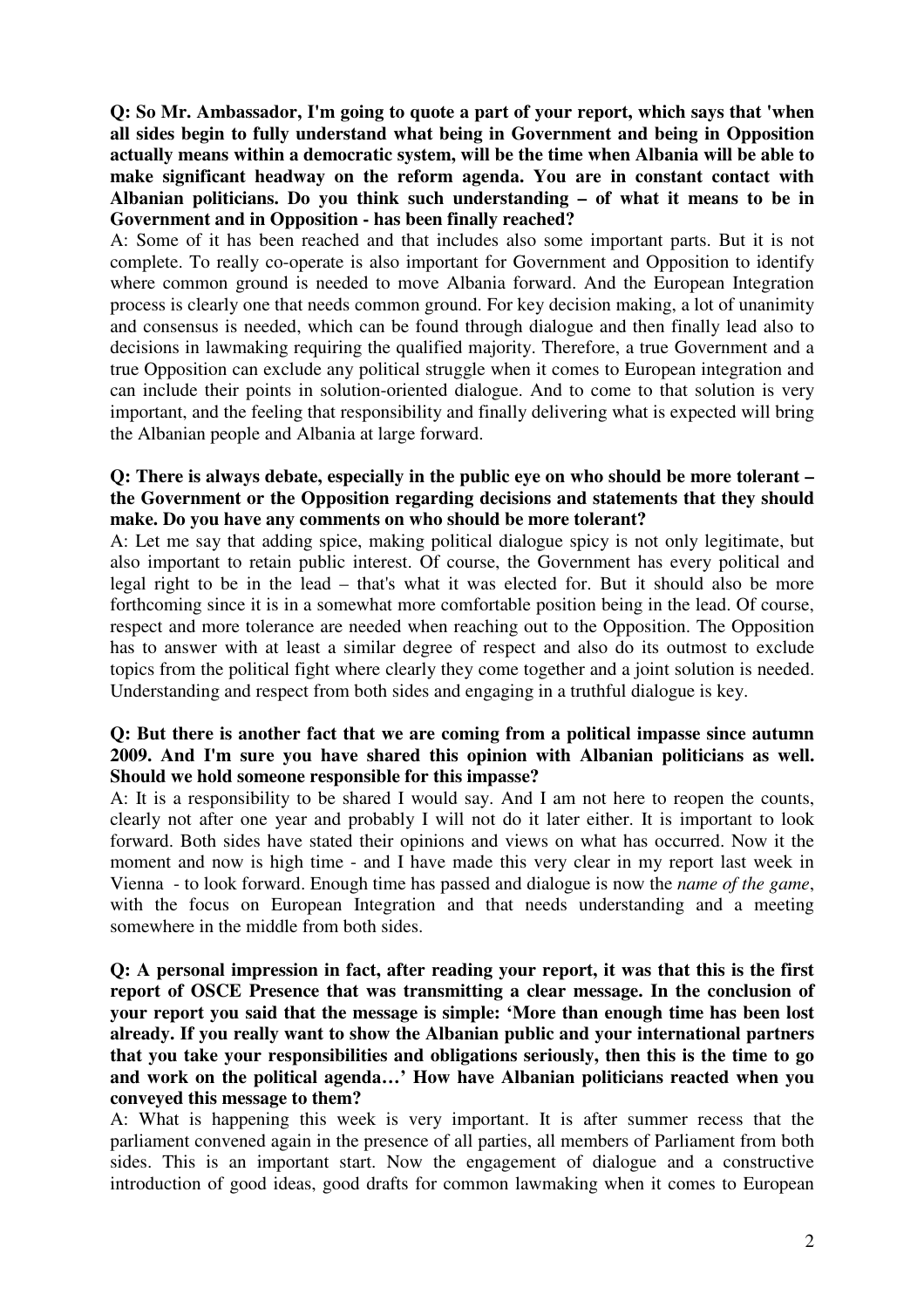**Q: So Mr. Ambassador, I'm going to quote a part of your report, which says that 'when all sides begin to fully understand what being in Government and being in Opposition actually means within a democratic system, will be the time when Albania will be able to make significant headway on the reform agenda. You are in constant contact with Albanian politicians. Do you think such understanding – of what it means to be in Government and in Opposition - has been finally reached?**

A: Some of it has been reached and that includes also some important parts. But it is not complete. To really co-operate is also important for Government and Opposition to identify where common ground is needed to move Albania forward. And the European Integration process is clearly one that needs common ground. For key decision making, a lot of unanimity and consensus is needed, which can be found through dialogue and then finally lead also to decisions in lawmaking requiring the qualified majority. Therefore, a true Government and a true Opposition can exclude any political struggle when it comes to European integration and can include their points in solution-oriented dialogue. And to come to that solution is very important, and the feeling that responsibility and finally delivering what is expected will bring the Albanian people and Albania at large forward.

**Q: There is always debate, especially in the public eye on who should be more tolerant – the Government or the Opposition regarding decisions and statements that they should make. Do you have any comments on who should be more tolerant?**

A: Let me say that adding spice, making political dialogue spicy is not only legitimate, but also important to retain public interest. Of course, the Government has every political and legal right to be in the lead – that's what it was elected for. But it should also be more forthcoming since it is in a somewhat more comfortable position being in the lead. Of course, respect and more tolerance are needed when reaching out to the Opposition. The Opposition has to answer with at least a similar degree of respect and also do its outmost to exclude topics from the political fight where clearly they come together and a joint solution is needed. Understanding and respect from both sides and engaging in a truthful dialogue is key.

**Q: But there is another fact that we are coming from a political impasse since autumn 2009. And I'm sure you have shared this opinion with Albanian politicians as well. Should we hold someone responsible for this impasse?**

A: It is a responsibility to be shared I would say. And I am not here to reopen the counts, clearly not after one year and probably I will not do it later either. It is important to look forward. Both sides have stated their opinions and views on what has occurred. Now it the moment and now is high time - and I have made this very clear in my report last week in Vienna - to look forward. Enough time has passed and dialogue is now the *name of the game*, with the focus on European Integration and that needs understanding and a meeting somewhere in the middle from both sides.

**Q: A personal impression in fact, after reading your report, it was that this is the first report of OSCE Presence that was transmitting a clear message. In the conclusion of your report you said that the message is simple: 'More than enough time has been lost already. If you really want to show the Albanian public and your international partners that you take your responsibilities and obligations seriously, then this is the time to go and work on the political agenda…' How have Albanian politicians reacted when you conveyed this message to them?**

A: What is happening this week is very important. It is after summer recess that the parliament convened again in the presence of all parties, all members of Parliament from both sides. This is an important start. Now the engagement of dialogue and a constructive introduction of good ideas, good drafts for common lawmaking when it comes to European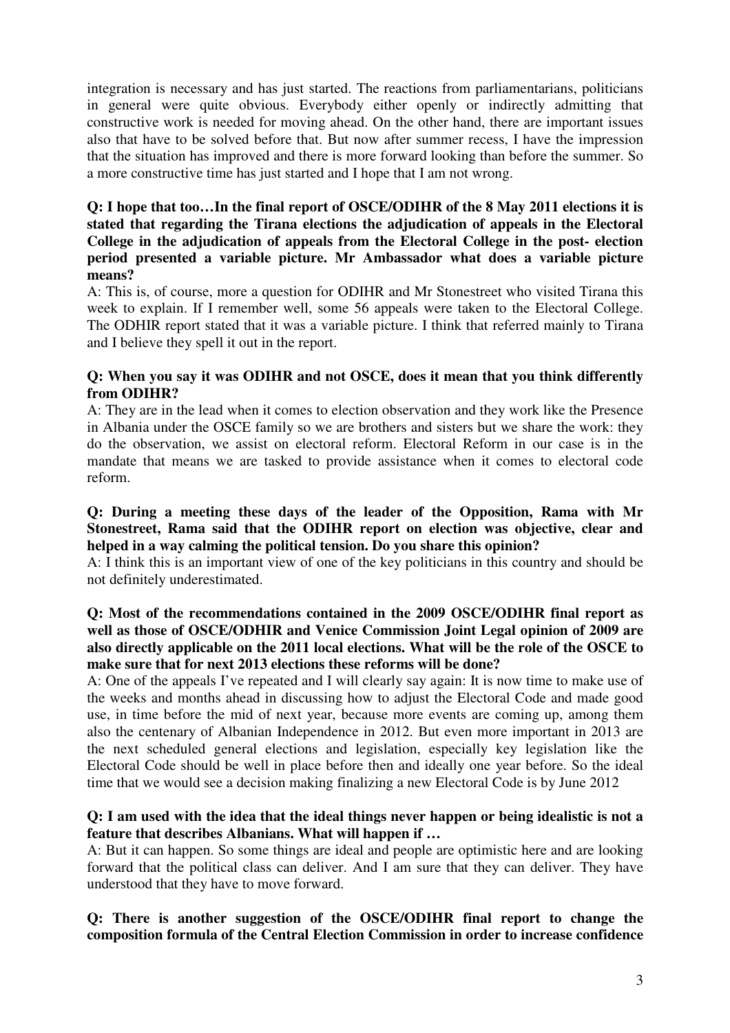integration is necessary and has just started. The reactions from parliamentarians, politicians in general were quite obvious. Everybody either openly or indirectly admitting that constructive work is needed for moving ahead. On the other hand, there are important issues also that have to be solved before that. But now after summer recess, I have the impression that the situation has improved and there is more forward looking than before the summer. So a more constructive time has just started and I hope that I am not wrong.

**Q: I hope that too…In the final report of OSCE/ODIHR of the 8 May 2011 elections it is stated that regarding the Tirana elections the adjudication of appeals in the Electoral College in the adjudication of appeals from the Electoral College in the post- election period presented a variable picture. Mr Ambassador what does a variable picture means?**

A: This is, of course, more a question for ODIHR and Mr Stonestreet who visited Tirana this week to explain. If I remember well, some 56 appeals were taken to the Electoral College. The ODHIR report stated that it was a variable picture. I think that referred mainly to Tirana and I believe they spell it out in the report.

**Q: When you say it was ODIHR and not OSCE, does it mean that you think differently from ODIHR?**

A: They are in the lead when it comes to election observation and they work like the Presence in Albania under the OSCE family so we are brothers and sisters but we share the work: they do the observation, we assist on electoral reform. Electoral Reform in our case is in the mandate that means we are tasked to provide assistance when it comes to electoral code reform.

**Q: During a meeting these days of the leader of the Opposition, Rama with Mr Stonestreet, Rama said that the ODIHR report on election was objective, clear and helped in a way calming the political tension. Do you share this opinion?**

A: I think this is an important view of one of the key politicians in this country and should be not definitely underestimated.

**Q: Most of the recommendations contained in the 2009 OSCE/ODIHR final report as well as those of OSCE/ODHIR and Venice Commission Joint Legal opinion of 2009 are also directly applicable on the 2011 local elections. What will be the role of the OSCE to make sure that for next 2013 elections these reforms will be done?**

A: One of the appeals I've repeated and I will clearly say again: It is now time to make use of the weeks and months ahead in discussing how to adjust the Electoral Code and made good use, in time before the mid of next year, because more events are coming up, among them also the centenary of Albanian Independence in 2012. But even more important in 2013 are the next scheduled general elections and legislation, especially key legislation like the Electoral Code should be well in place before then and ideally one year before. So the ideal time that we would see a decision making finalizing a new Electoral Code is by June 2012

**Q: I am used with the idea that the ideal things never happen or being idealistic is not a feature that describes Albanians. What will happen if …**

A: But it can happen. So some things are ideal and people are optimistic here and are looking forward that the political class can deliver. And I am sure that they can deliver. They have understood that they have to move forward.

**Q: There is another suggestion of the OSCE/ODIHR final report to change the composition formula of the Central Election Commission in order to increase confidence**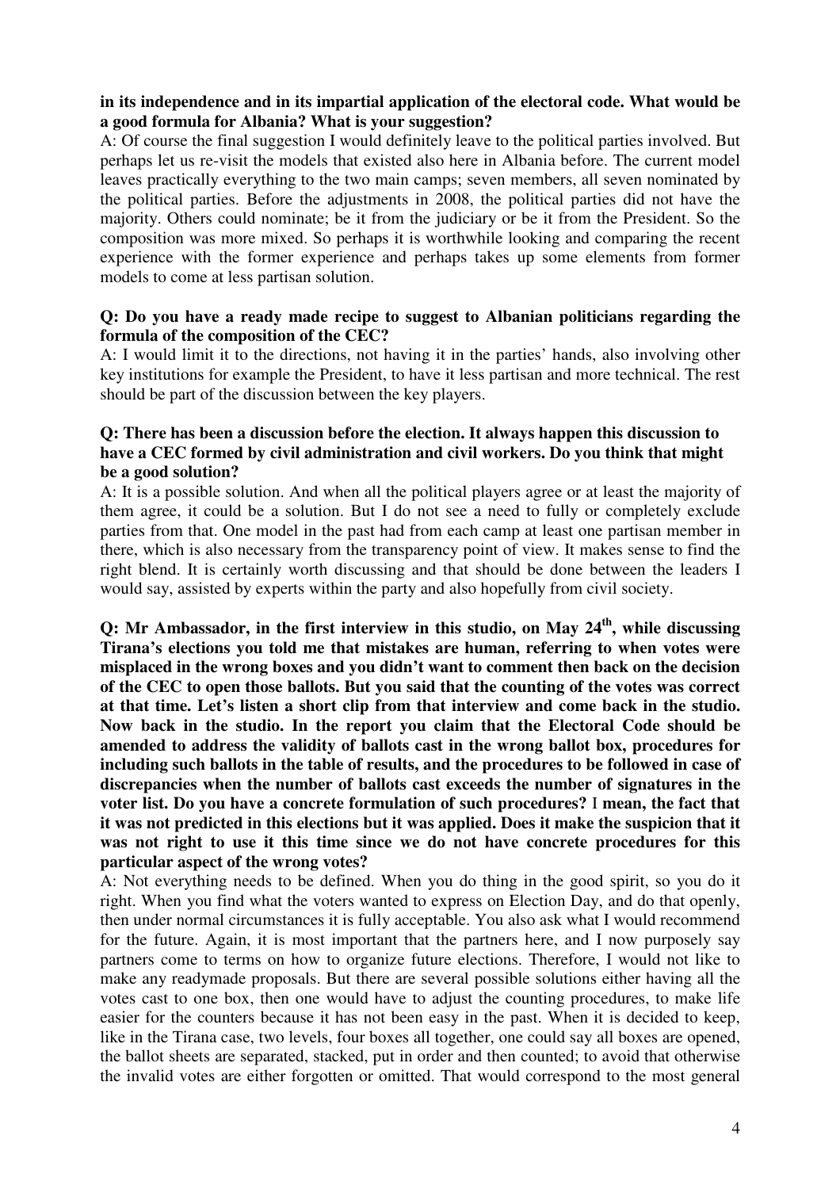**in its independence and in its impartial application of the electoral code. What would be a good formula for Albania? What is your suggestion?**

A: Of course the final suggestion I would definitely leave to the political parties involved. But perhaps let us re-visit the models that existed also here in Albania before. The current model leaves practically everything to the two main camps; seven members, all seven nominated by the political parties. Before the adjustments in 2008, the political parties did not have the majority. Others could nominate; be it from the judiciary or be it from the President. So the composition was more mixed. So perhaps it is worthwhile looking and comparing the recent experience with the former experience and perhaps takes up some elements from former models to come at less partisan solution.

**Q: Do you have a ready made recipe to suggest to Albanian politicians regarding the formula of the composition of the CEC?**

A: I would limit it to the directions, not having it in the parties' hands, also involving other key institutions for example the President, to have it less partisan and more technical. The rest should be part of the discussion between the key players.

**Q: There has been a discussion before the election. It always happen this discussion to have a CEC formed by civil administration and civil workers. Do you think that might be a good solution?**

A: It is a possible solution. And when all the political players agree or at least the majority of them agree, it could be a solution. But I do not see a need to fully or completely exclude parties from that. One model in the past had from each camp at least one partisan member in there, which is also necessary from the transparency point of view. It makes sense to find the right blend. It is certainly worth discussing and that should be done between the leaders I would say, assisted by experts within the party and also hopefully from civil society.

**Q: Mr Ambassador, in the first interview in this studio, on May 24th, while discussing Tirana's elections you told me that mistakes are human, referring to when votes were misplaced in the wrong boxes and you didn't want to comment then back on the decision of the CEC to open those ballots. But you said that the counting of the votes was correct at that time. Let's listen a short clip from that interview and come back in the studio. Now back in the studio. In the report you claim that the Electoral Code should be amended to address the validity of ballots cast in the wrong ballot box, procedures for including such ballots in the table of results, and the procedures to be followed in case of discrepancies when the number of ballots cast exceeds the number of signatures in the voter list. Do you have a concrete formulation of such procedures? I mean, the fact that it was not predicted in this elections but it was applied. Does it make the suspicion that it was not right to use it this time since we do not have concrete procedures for this particular aspect of the wrong votes?**

A: Not everything needs to be defined. When you do thing in the good spirit, so you do it right. When you find what the voters wanted to express on Election Day, and do that openly, then under normal circumstances it is fully acceptable. You also ask what I would recommend for the future. Again, it is most important that the partners here, and I now purposely say partners come to terms on how to organize future elections. Therefore, I would not like to make any readymade proposals. But there are several possible solutions either having all the votes cast to one box, then one would have to adjust the counting procedures, to make life easier for the counters because it has not been easy in the past. When it is decided to keep, like in the Tirana case, two levels, four boxes all together, one could say all boxes are opened, the ballot sheets are separated, stacked, put in order and then counted; to avoid that otherwise the invalid votes are either forgotten or omitted. That would correspond to the most general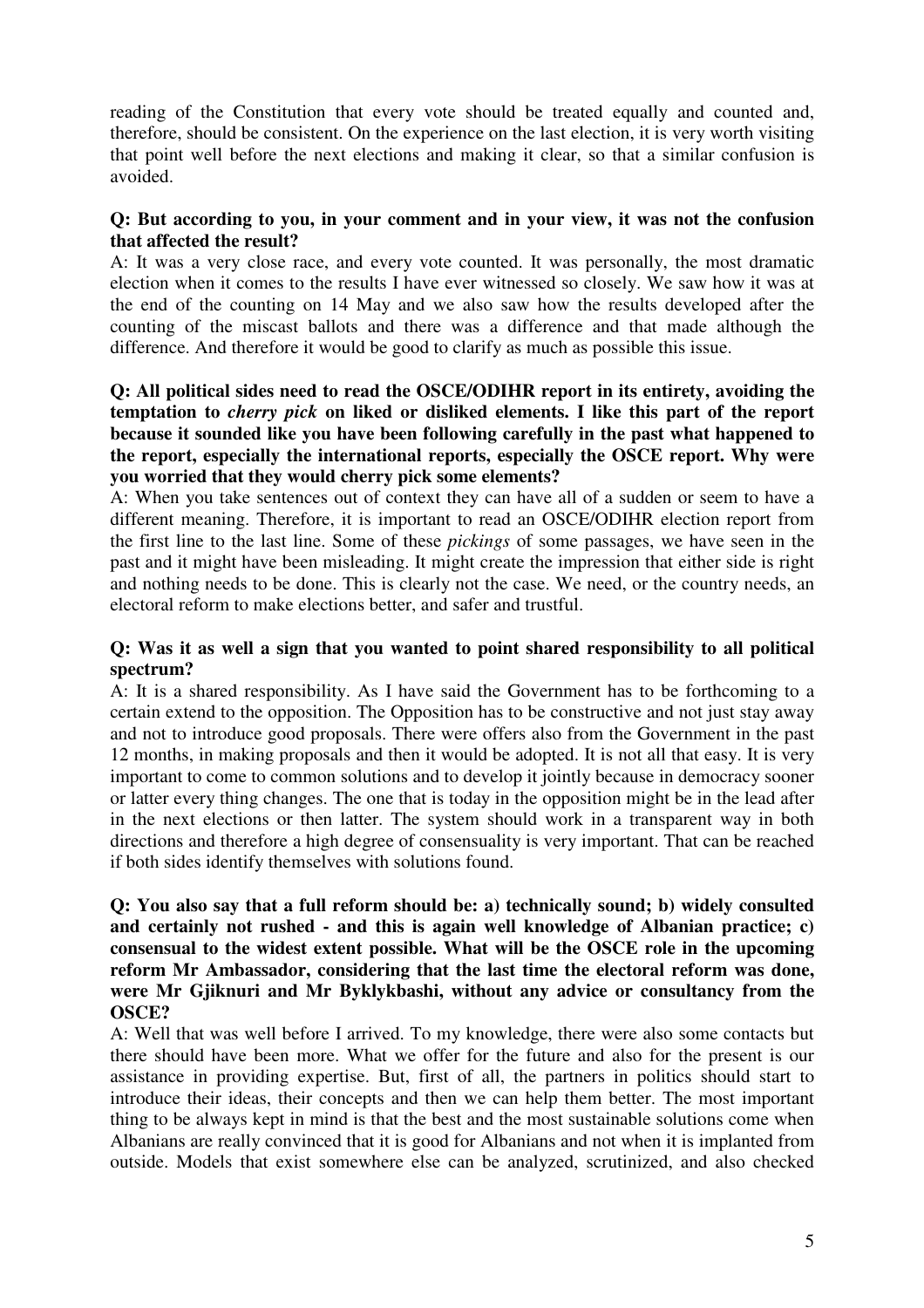reading of the Constitution that every vote should be treated equally and counted and, therefore, should be consistent. On the experience on the last election, it is very worth visiting that point well before the next elections and making it clear, so that a similar confusion is avoided.

**Q: But according to you, in your comment and in your view, it was not the confusion that affected the result?**

A: It was a very close race, and every vote counted. It was personally, the most dramatic election when it comes to the results I have ever witnessed so closely. We saw how it was at the end of the counting on 14 May and we also saw how the results developed after the counting of the miscast ballots and there was a difference and that made although the difference. And therefore it would be good to clarify as much as possible this issue.

**Q: All political sides need to read the OSCE/ODIHR report in its entirety, avoiding the temptation to *cherry pick* on liked or disliked elements. I like this part of the report because it sounded like you have been following carefully in the past what happened to the report, especially the international reports, especially the OSCE report. Why were you worried that they would cherry pick some elements?**

A: When you take sentences out of context they can have all of a sudden or seem to have a different meaning. Therefore, it is important to read an OSCE/ODIHR election report from the first line to the last line. Some of these *pickings* of some passages, we have seen in the past and it might have been misleading. It might create the impression that either side is right and nothing needs to be done. This is clearly not the case. We need, or the country needs, an electoral reform to make elections better, and safer and trustful.

**Q: Was it as well a sign that you wanted to point shared responsibility to all political spectrum?**

A: It is a shared responsibility. As I have said the Government has to be forthcoming to a certain extend to the opposition. The Opposition has to be constructive and not just stay away and not to introduce good proposals. There were offers also from the Government in the past 12 months, in making proposals and then it would be adopted. It is not all that easy. It is very important to come to common solutions and to develop it jointly because in democracy sooner or latter every thing changes. The one that is today in the opposition might be in the lead after in the next elections or then latter. The system should work in a transparent way in both directions and therefore a high degree of consensuality is very important. That can be reached if both sides identify themselves with solutions found.

**Q: You also say that a full reform should be: a) technically sound; b) widely consulted and certainly not rushed - and this is again well knowledge of Albanian practice; c) consensual to the widest extent possible. What will be the OSCE role in the upcoming reform Mr Ambassador, considering that the last time the electoral reform was done, were Mr Gjiknuri and Mr Byklykbashi, without any advice or consultancy from the OSCE?**

A: Well that was well before I arrived. To my knowledge, there were also some contacts but there should have been more. What we offer for the future and also for the present is our assistance in providing expertise. But, first of all, the partners in politics should start to introduce their ideas, their concepts and then we can help them better. The most important thing to be always kept in mind is that the best and the most sustainable solutions come when Albanians are really convinced that it is good for Albanians and not when it is implanted from outside. Models that exist somewhere else can be analyzed, scrutinized, and also checked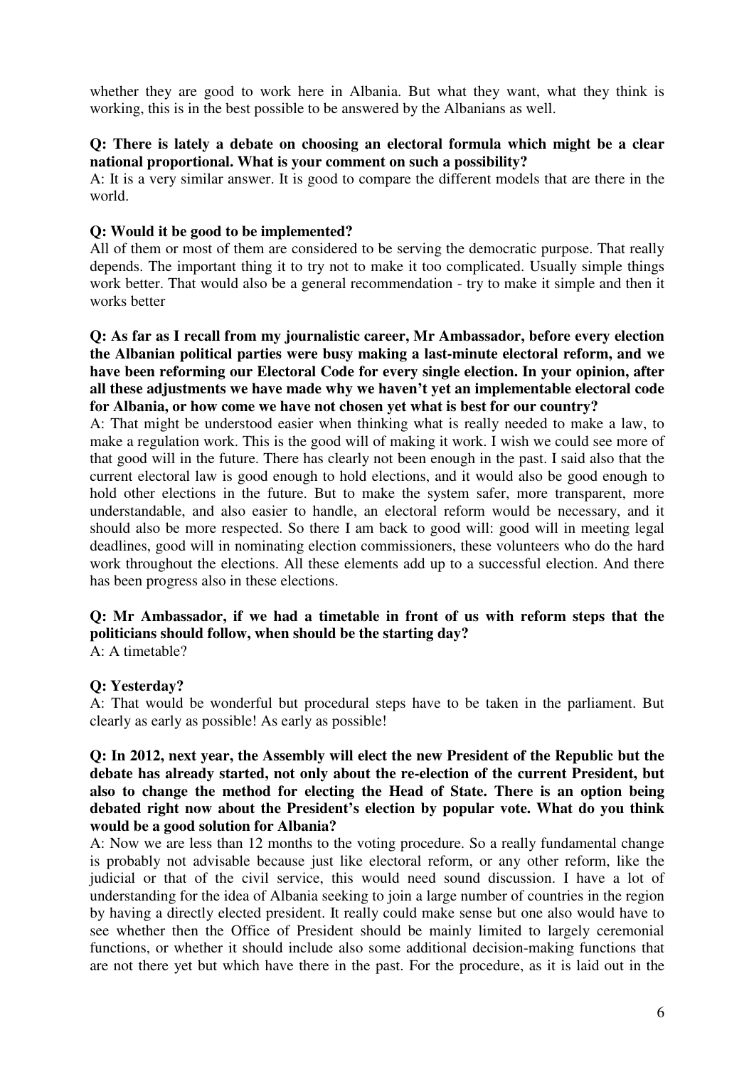whether they are good to work here in Albania. But what they want, what they think is working, this is in the best possible to be answered by the Albanians as well.

**Q: There is lately a debate on choosing an electoral formula which might be a clear national proportional. What is your comment on such a possibility?**

A: It is a very similar answer. It is good to compare the different models that are there in the world.

**Q: Would it be good to be implemented?**

All of them or most of them are considered to be serving the democratic purpose. That really depends. The important thing it to try not to make it too complicated. Usually simple things work better. That would also be a general recommendation - try to make it simple and then it works better

**Q: As far as I recall from my journalistic career, Mr Ambassador, before every election the Albanian political parties were busy making a last-minute electoral reform, and we have been reforming our Electoral Code for every single election. In your opinion, after all these adjustments we have made why we haven't yet an implementable electoral code for Albania, or how come we have not chosen yet what is best for our country?**

A: That might be understood easier when thinking what is really needed to make a law, to make a regulation work. This is the good will of making it work. I wish we could see more of that good will in the future. There has clearly not been enough in the past. I said also that the current electoral law is good enough to hold elections, and it would also be good enough to hold other elections in the future. But to make the system safer, more transparent, more understandable, and also easier to handle, an electoral reform would be necessary, and it should also be more respected. So there I am back to good will: good will in meeting legal deadlines, good will in nominating election commissioners, these volunteers who do the hard work throughout the elections. All these elements add up to a successful election. And there has been progress also in these elections.

**Q: Mr Ambassador, if we had a timetable in front of us with reform steps that the politicians should follow, when should be the starting day?**

A: A timetable?

**Q: Yesterday?**

A: That would be wonderful but procedural steps have to be taken in the parliament. But clearly as early as possible! As early as possible!

**Q: In 2012, next year, the Assembly will elect the new President of the Republic but the debate has already started, not only about the re-election of the current President, but also to change the method for electing the Head of State. There is an option being debated right now about the President's election by popular vote. What do you think would be a good solution for Albania?**

A: Now we are less than 12 months to the voting procedure. So a really fundamental change is probably not advisable because just like electoral reform, or any other reform, like the judicial or that of the civil service, this would need sound discussion. I have a lot of understanding for the idea of Albania seeking to join a large number of countries in the region by having a directly elected president. It really could make sense but one also would have to see whether then the Office of President should be mainly limited to largely ceremonial functions, or whether it should include also some additional decision-making functions that are not there yet but which have there in the past. For the procedure, as it is laid out in the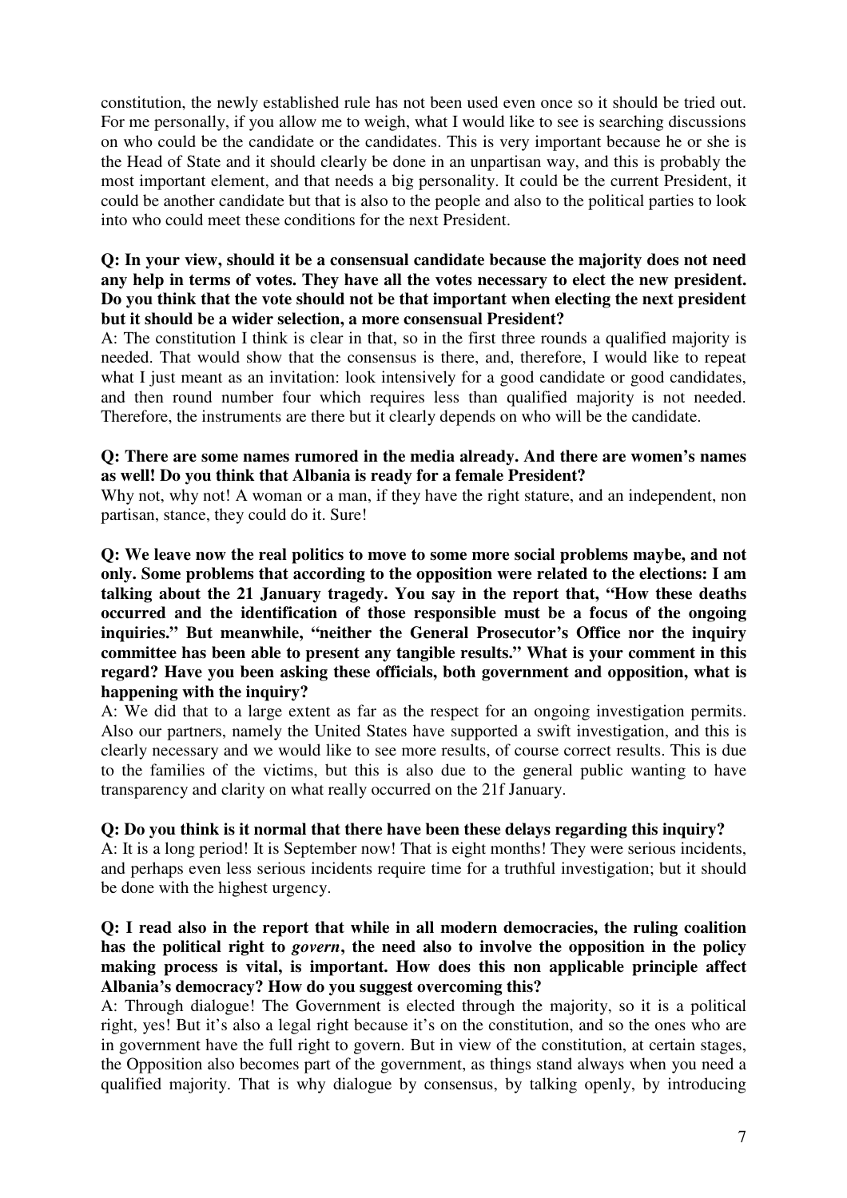constitution, the newly established rule has not been used even once so it should be tried out. For me personally, if you allow me to weigh, what I would like to see is searching discussions on who could be the candidate or the candidates. This is very important because he or she is the Head of State and it should clearly be done in an unpartisan way, and this is probably the most important element, and that needs a big personality. It could be the current President, it could be another candidate but that is also to the people and also to the political parties to look into who could meet these conditions for the next President.

**Q: In your view, should it be a consensual candidate because the majority does not need any help in terms of votes. They have all the votes necessary to elect the new president. Do you think that the vote should not be that important when electing the next president but it should be a wider selection, a more consensual President?**

A: The constitution I think is clear in that, so in the first three rounds a qualified majority is needed. That would show that the consensus is there, and, therefore, I would like to repeat what I just meant as an invitation: look intensively for a good candidate or good candidates, and then round number four which requires less than qualified majority is not needed. Therefore, the instruments are there but it clearly depends on who will be the candidate.

**Q: There are some names rumored in the media already. And there are women's names as well! Do you think that Albania is ready for a female President?**

Why not, why not! A woman or a man, if they have the right stature, and an independent, non partisan, stance, they could do it. Sure!

**Q: We leave now the real politics to move to some more social problems maybe, and not only. Some problems that according to the opposition were related to the elections: I am talking about the 21 January tragedy. You say in the report that, "How these deaths occurred and the identification of those responsible must be a focus of the ongoing inquiries." But meanwhile, "neither the General Prosecutor's Office nor the inquiry committee has been able to present any tangible results." What is your comment in this regard? Have you been asking these officials, both government and opposition, what is happening with the inquiry?**

A: We did that to a large extent as far as the respect for an ongoing investigation permits. Also our partners, namely the United States have supported a swift investigation, and this is clearly necessary and we would like to see more results, of course correct results. This is due to the families of the victims, but this is also due to the general public wanting to have transparency and clarity on what really occurred on the 21f January.

**Q: Do you think is it normal that there have been these delays regarding this inquiry?**

A: It is a long period! It is September now! That is eight months! They were serious incidents, and perhaps even less serious incidents require time for a truthful investigation; but it should be done with the highest urgency.

**Q: I read also in the report that while in all modern democracies, the ruling coalition has the political right to *govern*, the need also to involve the opposition in the policy making process is vital, is important. How does this non applicable principle affect Albania's democracy? How do you suggest overcoming this?**

A: Through dialogue! The Government is elected through the majority, so it is a political right, yes! But it's also a legal right because it's on the constitution, and so the ones who are in government have the full right to govern. But in view of the constitution, at certain stages, the Opposition also becomes part of the government, as things stand always when you need a qualified majority. That is why dialogue by consensus, by talking openly, by introducing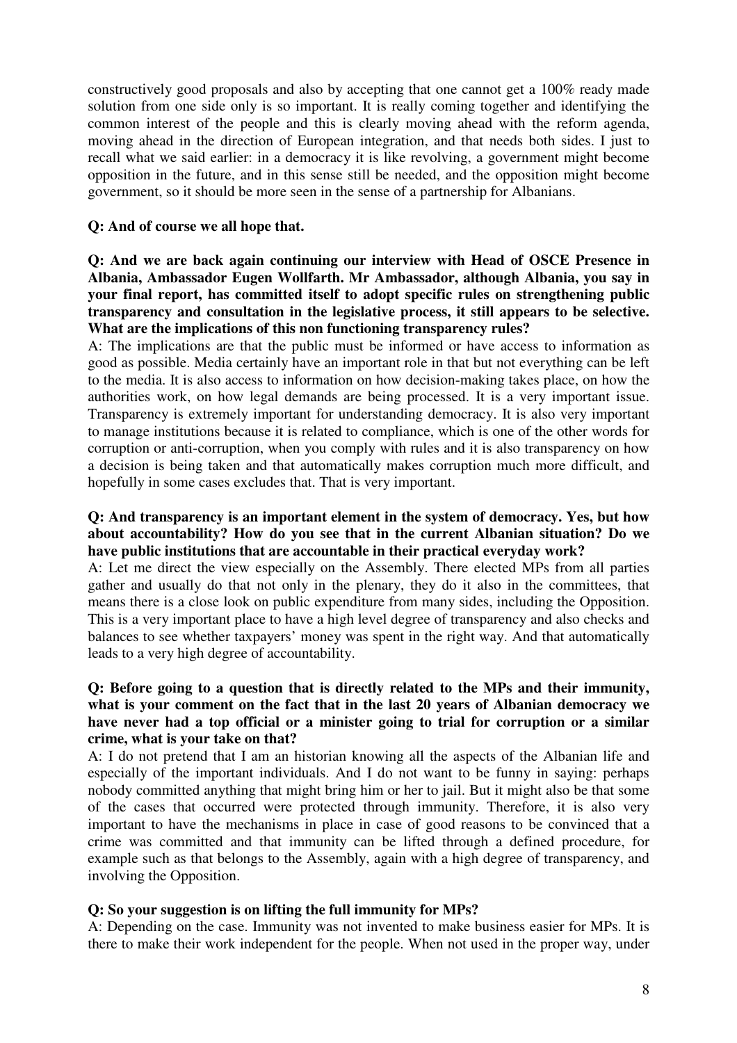constructively good proposals and also by accepting that one cannot get a 100% ready made solution from one side only is so important. It is really coming together and identifying the common interest of the people and this is clearly moving ahead with the reform agenda, moving ahead in the direction of European integration, and that needs both sides. I just to recall what we said earlier: in a democracy it is like revolving, a government might become opposition in the future, and in this sense still be needed, and the opposition might become government, so it should be more seen in the sense of a partnership for Albanians.

**Q: And of course we all hope that.**

**Q: And we are back again continuing our interview with Head of OSCE Presence in Albania, Ambassador Eugen Wollfarth. Mr Ambassador, although Albania, you say in your final report, has committed itself to adopt specific rules on strengthening public transparency and consultation in the legislative process, it still appears to be selective. What are the implications of this non functioning transparency rules?**

A: The implications are that the public must be informed or have access to information as good as possible. Media certainly have an important role in that but not everything can be left to the media. It is also access to information on how decision-making takes place, on how the authorities work, on how legal demands are being processed. It is a very important issue. Transparency is extremely important for understanding democracy. It is also very important to manage institutions because it is related to compliance, which is one of the other words for corruption or anti-corruption, when you comply with rules and it is also transparency on how a decision is being taken and that automatically makes corruption much more difficult, and hopefully in some cases excludes that. That is very important.

**Q: And transparency is an important element in the system of democracy. Yes, but how about accountability? How do you see that in the current Albanian situation? Do we have public institutions that are accountable in their practical everyday work?**

A: Let me direct the view especially on the Assembly. There elected MPs from all parties gather and usually do that not only in the plenary, they do it also in the committees, that means there is a close look on public expenditure from many sides, including the Opposition. This is a very important place to have a high level degree of transparency and also checks and balances to see whether taxpayers' money was spent in the right way. And that automatically leads to a very high degree of accountability.

**Q: Before going to a question that is directly related to the MPs and their immunity, what is your comment on the fact that in the last 20 years of Albanian democracy we have never had a top official or a minister going to trial for corruption or a similar crime, what is your take on that?**

A: I do not pretend that I am an historian knowing all the aspects of the Albanian life and especially of the important individuals. And I do not want to be funny in saying: perhaps nobody committed anything that might bring him or her to jail. But it might also be that some of the cases that occurred were protected through immunity. Therefore, it is also very important to have the mechanisms in place in case of good reasons to be convinced that a crime was committed and that immunity can be lifted through a defined procedure, for example such as that belongs to the Assembly, again with a high degree of transparency, and involving the Opposition.

**Q: So your suggestion is on lifting the full immunity for MPs?**

A: Depending on the case. Immunity was not invented to make business easier for MPs. It is there to make their work independent for the people. When not used in the proper way, under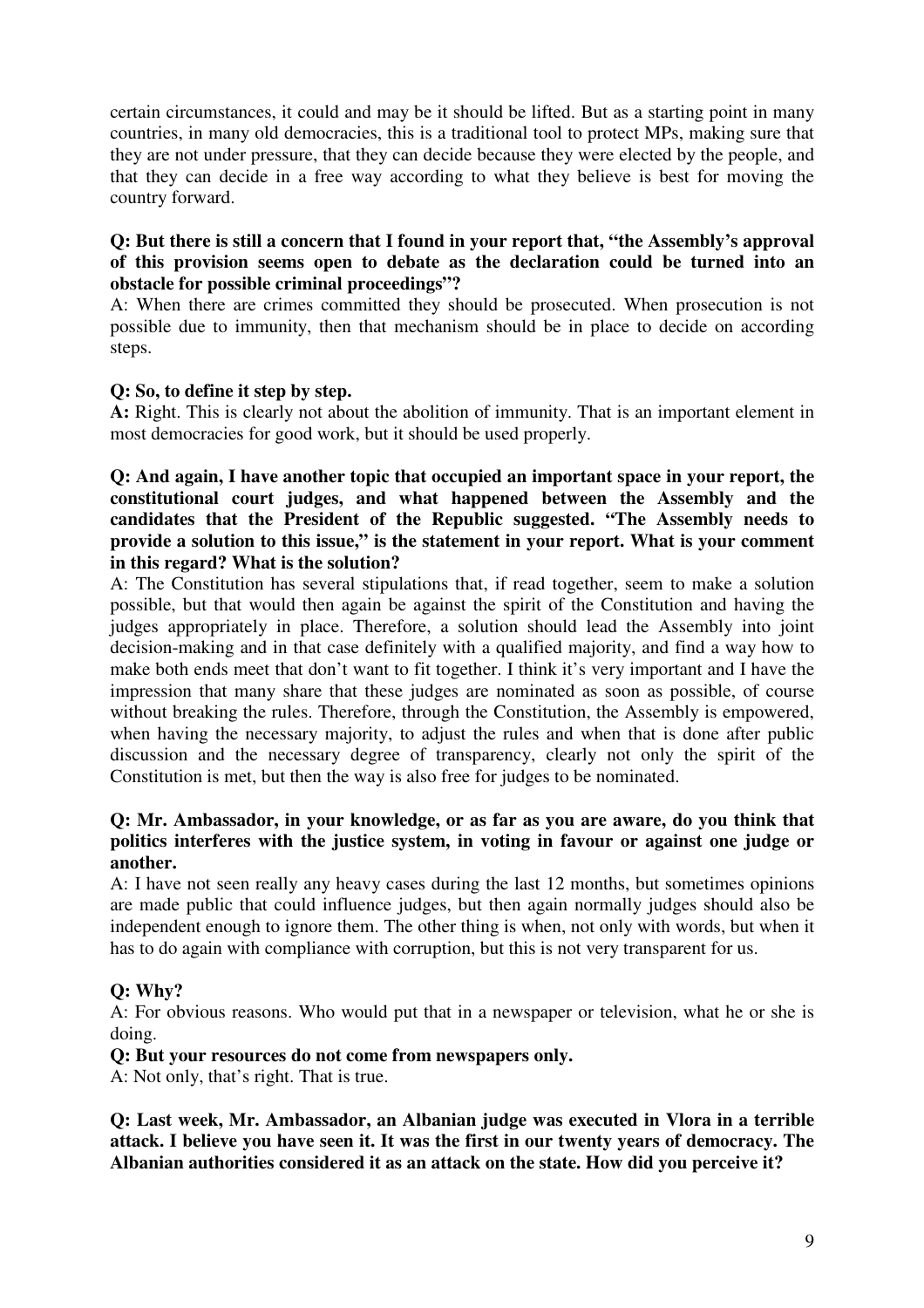certain circumstances, it could and may be it should be lifted. But as a starting point in many countries, in many old democracies, this is a traditional tool to protect MPs, making sure that they are not under pressure, that they can decide because they were elected by the people, and that they can decide in a free way according to what they believe is best for moving the country forward.

**Q: But there is still a concern that I found in your report that, "the Assembly's approval of this provision seems open to debate as the declaration could be turned into an obstacle for possible criminal proceedings"?**

A: When there are crimes committed they should be prosecuted. When prosecution is not possible due to immunity, then that mechanism should be in place to decide on according steps.

**Q: So, to define it step by step.**

**A:** Right. This is clearly not about the abolition of immunity. That is an important element in most democracies for good work, but it should be used properly.

**Q: And again, I have another topic that occupied an important space in your report, the constitutional court judges, and what happened between the Assembly and the candidates that the President of the Republic suggested. "The Assembly needs to provide a solution to this issue," is the statement in your report. What is your comment in this regard? What is the solution?**

A: The Constitution has several stipulations that, if read together, seem to make a solution possible, but that would then again be against the spirit of the Constitution and having the judges appropriately in place. Therefore, a solution should lead the Assembly into joint decision-making and in that case definitely with a qualified majority, and find a way how to make both ends meet that don't want to fit together. I think it's very important and I have the impression that many share that these judges are nominated as soon as possible, of course without breaking the rules. Therefore, through the Constitution, the Assembly is empowered, when having the necessary majority, to adjust the rules and when that is done after public discussion and the necessary degree of transparency, clearly not only the spirit of the Constitution is met, but then the way is also free for judges to be nominated.

**Q: Mr. Ambassador, in your knowledge, or as far as you are aware, do you think that politics interferes with the justice system, in voting in favour or against one judge or another.**

A: I have not seen really any heavy cases during the last 12 months, but sometimes opinions are made public that could influence judges, but then again normally judges should also be independent enough to ignore them. The other thing is when, not only with words, but when it has to do again with compliance with corruption, but this is not very transparent for us.

**Q: Why?**

A: For obvious reasons. Who would put that in a newspaper or television, what he or she is doing.

**Q: But your resources do not come from newspapers only.**

A: Not only, that's right. That is true.

**Q: Last week, Mr. Ambassador, an Albanian judge was executed in Vlora in a terrible attack. I believe you have seen it. It was the first in our twenty years of democracy. The Albanian authorities considered it as an attack on the state. How did you perceive it?**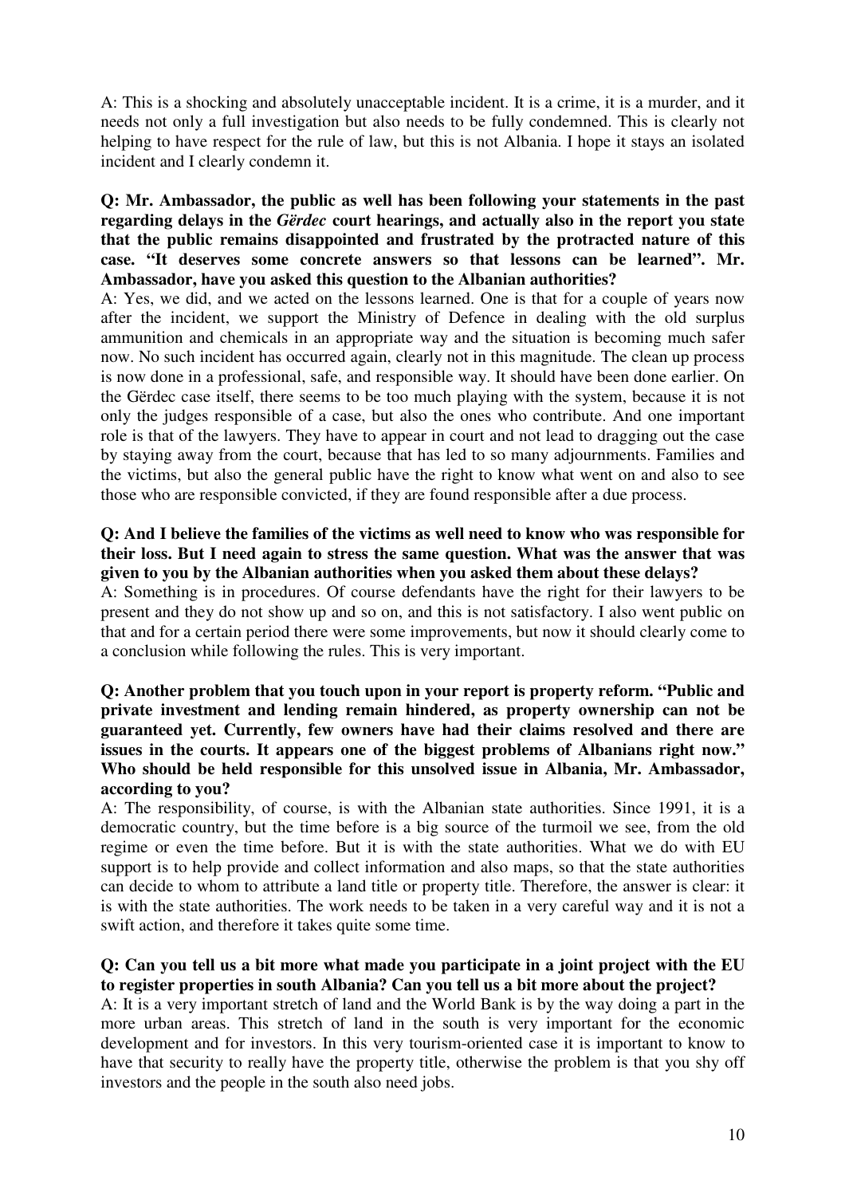A: This is a shocking and absolutely unacceptable incident. It is a crime, it is a murder, and it needs not only a full investigation but also needs to be fully condemned. This is clearly not helping to have respect for the rule of law, but this is not Albania. I hope it stays an isolated incident and I clearly condemn it.

**Q: Mr. Ambassador, the public as well has been following your statements in the past regarding delays in the *Gërdec* court hearings, and actually also in the report you state that the public remains disappointed and frustrated by the protracted nature of this case. "It deserves some concrete answers so that lessons can be learned". Mr. Ambassador, have you asked this question to the Albanian authorities?**

A: Yes, we did, and we acted on the lessons learned. One is that for a couple of years now after the incident, we support the Ministry of Defence in dealing with the old surplus ammunition and chemicals in an appropriate way and the situation is becoming much safer now. No such incident has occurred again, clearly not in this magnitude. The clean up process is now done in a professional, safe, and responsible way. It should have been done earlier. On the Gërdec case itself, there seems to be too much playing with the system, because it is not only the judges responsible of a case, but also the ones who contribute. And one important role is that of the lawyers. They have to appear in court and not lead to dragging out the case by staying away from the court, because that has led to so many adjournments. Families and the victims, but also the general public have the right to know what went on and also to see those who are responsible convicted, if they are found responsible after a due process.

**Q: And I believe the families of the victims as well need to know who was responsible for their loss. But I need again to stress the same question. What was the answer that was given to you by the Albanian authorities when you asked them about these delays?**

A: Something is in procedures. Of course defendants have the right for their lawyers to be present and they do not show up and so on, and this is not satisfactory. I also went public on that and for a certain period there were some improvements, but now it should clearly come to a conclusion while following the rules. This is very important.

**Q: Another problem that you touch upon in your report is property reform. "Public and private investment and lending remain hindered, as property ownership can not be guaranteed yet. Currently, few owners have had their claims resolved and there are issues in the courts. It appears one of the biggest problems of Albanians right now." Who should be held responsible for this unsolved issue in Albania, Mr. Ambassador, according to you?**

A: The responsibility, of course, is with the Albanian state authorities. Since 1991, it is a democratic country, but the time before is a big source of the turmoil we see, from the old regime or even the time before. But it is with the state authorities. What we do with EU support is to help provide and collect information and also maps, so that the state authorities can decide to whom to attribute a land title or property title. Therefore, the answer is clear: it is with the state authorities. The work needs to be taken in a very careful way and it is not a swift action, and therefore it takes quite some time.

**Q: Can you tell us a bit more what made you participate in a joint project with the EU to register properties in south Albania? Can you tell us a bit more about the project?**

A: It is a very important stretch of land and the World Bank is by the way doing a part in the more urban areas. This stretch of land in the south is very important for the economic development and for investors. In this very tourism-oriented case it is important to know to have that security to really have the property title, otherwise the problem is that you shy off investors and the people in the south also need jobs.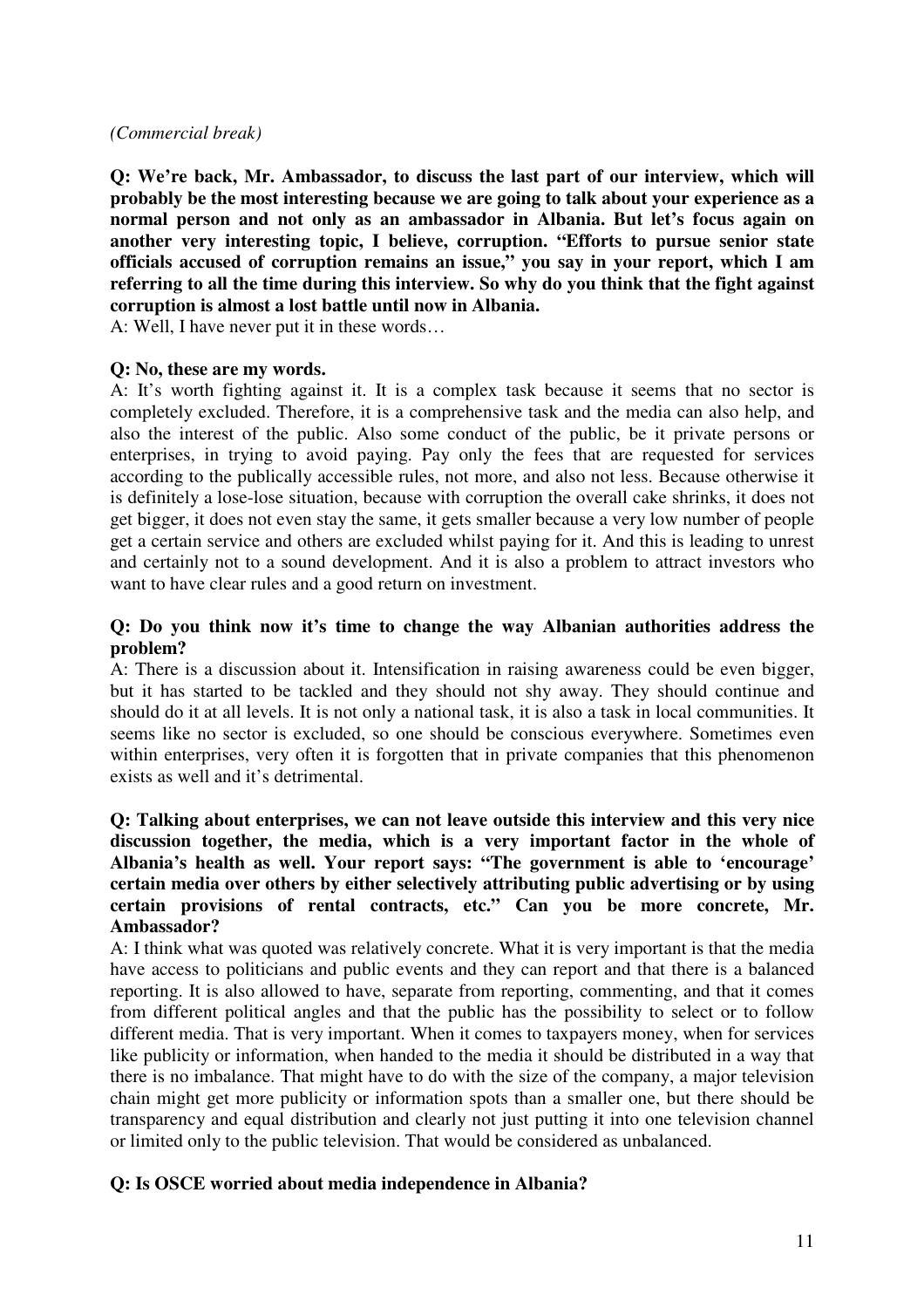*(Commercial break)*

**Q: We're back, Mr. Ambassador, to discuss the last part of our interview, which will probably be the most interesting because we are going to talk about your experience as a normal person and not only as an ambassador in Albania. But let's focus again on another very interesting topic, I believe, corruption. "Efforts to pursue senior state officials accused of corruption remains an issue," you say in your report, which I am referring to all the time during this interview. So why do you think that the fight against corruption is almost a lost battle until now in Albania.**

A: Well, I have never put it in these words…

**Q: No, these are my words.**

A: It's worth fighting against it. It is a complex task because it seems that no sector is completely excluded. Therefore, it is a comprehensive task and the media can also help, and also the interest of the public. Also some conduct of the public, be it private persons or enterprises, in trying to avoid paying. Pay only the fees that are requested for services according to the publically accessible rules, not more, and also not less. Because otherwise it is definitely a lose-lose situation, because with corruption the overall cake shrinks, it does not get bigger, it does not even stay the same, it gets smaller because a very low number of people get a certain service and others are excluded whilst paying for it. And this is leading to unrest and certainly not to a sound development. And it is also a problem to attract investors who want to have clear rules and a good return on investment.

**Q: Do you think now it's time to change the way Albanian authorities address the problem?**

A: There is a discussion about it. Intensification in raising awareness could be even bigger, but it has started to be tackled and they should not shy away. They should continue and should do it at all levels. It is not only a national task, it is also a task in local communities. It seems like no sector is excluded, so one should be conscious everywhere. Sometimes even within enterprises, very often it is forgotten that in private companies that this phenomenon exists as well and it's detrimental.

**Q: Talking about enterprises, we can not leave outside this interview and this very nice discussion together, the media, which is a very important factor in the whole of Albania's health as well. Your report says: "The government is able to 'encourage' certain media over others by either selectively attributing public advertising or by using certain provisions of rental contracts, etc." Can you be more concrete, Mr. Ambassador?**

A: I think what was quoted was relatively concrete. What it is very important is that the media have access to politicians and public events and they can report and that there is a balanced reporting. It is also allowed to have, separate from reporting, commenting, and that it comes from different political angles and that the public has the possibility to select or to follow different media. That is very important. When it comes to taxpayers money, when for services like publicity or information, when handed to the media it should be distributed in a way that there is no imbalance. That might have to do with the size of the company, a major television chain might get more publicity or information spots than a smaller one, but there should be transparency and equal distribution and clearly not just putting it into one television channel or limited only to the public television. That would be considered as unbalanced.

**Q: Is OSCE worried about media independence in Albania?**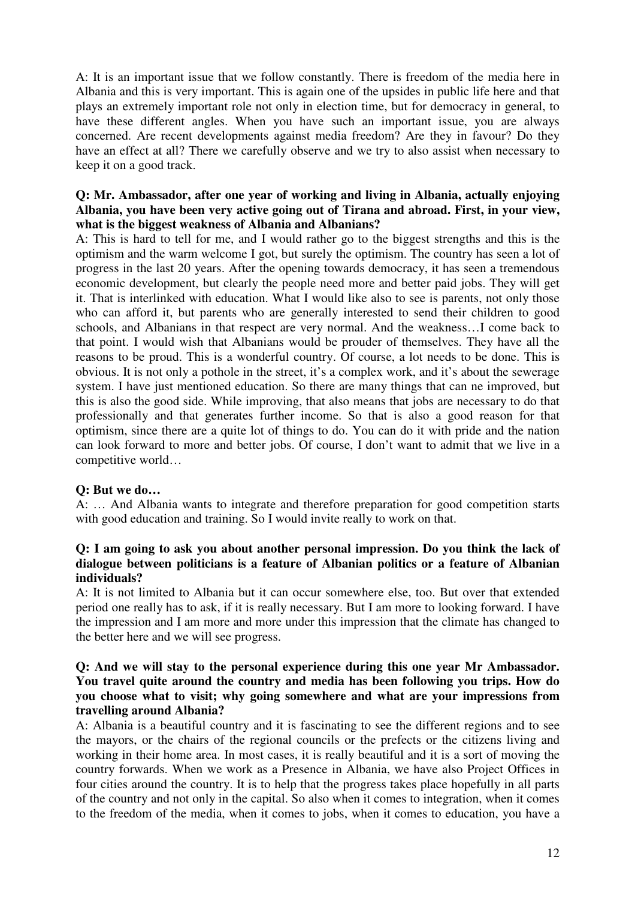A: It is an important issue that we follow constantly. There is freedom of the media here in Albania and this is very important. This is again one of the upsides in public life here and that plays an extremely important role not only in election time, but for democracy in general, to have these different angles. When you have such an important issue, you are always concerned. Are recent developments against media freedom? Are they in favour? Do they have an effect at all? There we carefully observe and we try to also assist when necessary to keep it on a good track.

**Q: Mr. Ambassador, after one year of working and living in Albania, actually enjoying Albania, you have been very active going out of Tirana and abroad. First, in your view, what is the biggest weakness of Albania and Albanians?**

A: This is hard to tell for me, and I would rather go to the biggest strengths and this is the optimism and the warm welcome I got, but surely the optimism. The country has seen a lot of progress in the last 20 years. After the opening towards democracy, it has seen a tremendous economic development, but clearly the people need more and better paid jobs. They will get it. That is interlinked with education. What I would like also to see is parents, not only those who can afford it, but parents who are generally interested to send their children to good schools, and Albanians in that respect are very normal. And the weakness…I come back to that point. I would wish that Albanians would be prouder of themselves. They have all the reasons to be proud. This is a wonderful country. Of course, a lot needs to be done. This is obvious. It is not only a pothole in the street, it's a complex work, and it's about the sewerage system. I have just mentioned education. So there are many things that can ne improved, but this is also the good side. While improving, that also means that jobs are necessary to do that professionally and that generates further income. So that is also a good reason for that optimism, since there are a quite lot of things to do. You can do it with pride and the nation can look forward to more and better jobs. Of course, I don't want to admit that we live in a competitive world…

**Q: But we do…**

A: … And Albania wants to integrate and therefore preparation for good competition starts with good education and training. So I would invite really to work on that.

**Q: I am going to ask you about another personal impression. Do you think the lack of dialogue between politicians is a feature of Albanian politics or a feature of Albanian individuals?**

A: It is not limited to Albania but it can occur somewhere else, too. But over that extended period one really has to ask, if it is really necessary. But I am more to looking forward. I have the impression and I am more and more under this impression that the climate has changed to the better here and we will see progress.

**Q: And we will stay to the personal experience during this one year Mr Ambassador. You travel quite around the country and media has been following you trips. How do you choose what to visit; why going somewhere and what are your impressions from travelling around Albania?**

A: Albania is a beautiful country and it is fascinating to see the different regions and to see the mayors, or the chairs of the regional councils or the prefects or the citizens living and working in their home area. In most cases, it is really beautiful and it is a sort of moving the country forwards. When we work as a Presence in Albania, we have also Project Offices in four cities around the country. It is to help that the progress takes place hopefully in all parts of the country and not only in the capital. So also when it comes to integration, when it comes to the freedom of the media, when it comes to jobs, when it comes to education, you have a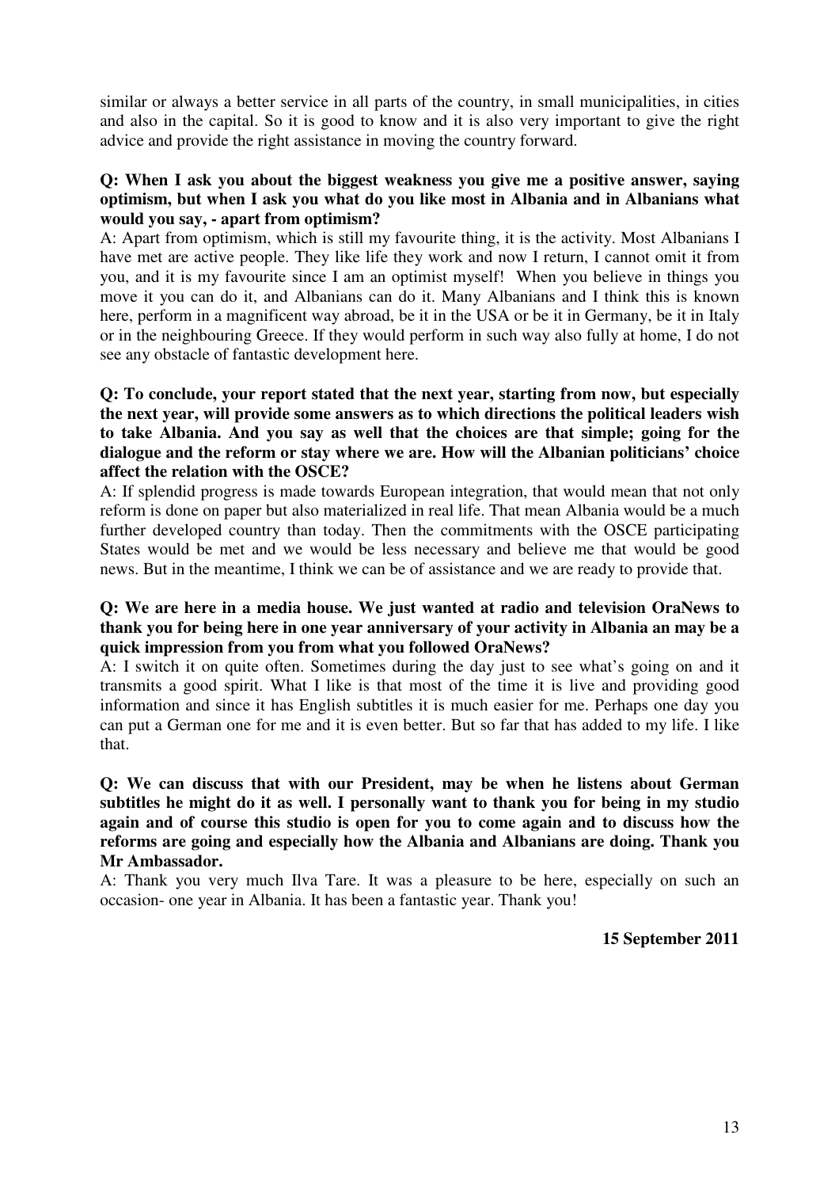similar or always a better service in all parts of the country, in small municipalities, in cities and also in the capital. So it is good to know and it is also very important to give the right advice and provide the right assistance in moving the country forward.

**Q: When I ask you about the biggest weakness you give me a positive answer, saying optimism, but when I ask you what do you like most in Albania and in Albanians what would you say, - apart from optimism?**

A: Apart from optimism, which is still my favourite thing, it is the activity. Most Albanians I have met are active people. They like life they work and now I return, I cannot omit it from you, and it is my favourite since I am an optimist myself! When you believe in things you move it you can do it, and Albanians can do it. Many Albanians and I think this is known here, perform in a magnificent way abroad, be it in the USA or be it in Germany, be it in Italy or in the neighbouring Greece. If they would perform in such way also fully at home, I do not see any obstacle of fantastic development here.

**Q: To conclude, your report stated that the next year, starting from now, but especially the next year, will provide some answers as to which directions the political leaders wish to take Albania. And you say as well that the choices are that simple; going for the dialogue and the reform or stay where we are. How will the Albanian politicians' choice affect the relation with the OSCE?**

A: If splendid progress is made towards European integration, that would mean that not only reform is done on paper but also materialized in real life. That mean Albania would be a much further developed country than today. Then the commitments with the OSCE participating States would be met and we would be less necessary and believe me that would be good news. But in the meantime, I think we can be of assistance and we are ready to provide that.

**Q: We are here in a media house. We just wanted at radio and television OraNews to thank you for being here in one year anniversary of your activity in Albania an may be a quick impression from you from what you followed OraNews?**

A: I switch it on quite often. Sometimes during the day just to see what's going on and it transmits a good spirit. What I like is that most of the time it is live and providing good information and since it has English subtitles it is much easier for me. Perhaps one day you can put a German one for me and it is even better. But so far that has added to my life. I like that.

**Q: We can discuss that with our President, may be when he listens about German subtitles he might do it as well. I personally want to thank you for being in my studio again and of course this studio is open for you to come again and to discuss how the reforms are going and especially how the Albania and Albanians are doing. Thank you Mr Ambassador.**

A: Thank you very much Ilva Tare. It was a pleasure to be here, especially on such an occasion- one year in Albania. It has been a fantastic year. Thank you!

**15 September 2011**